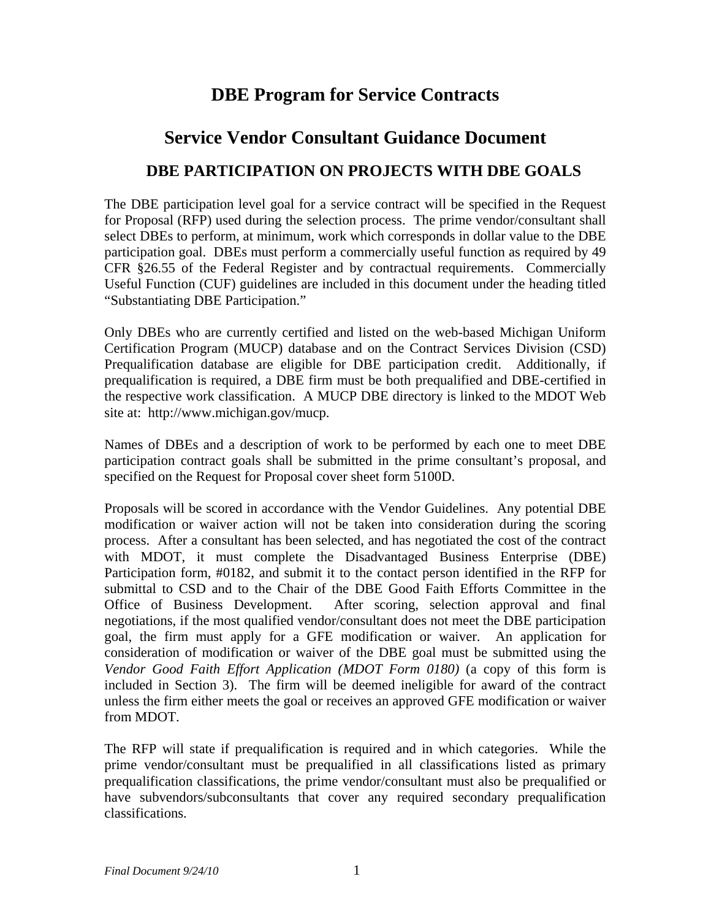# DBE Program for Service Contracts

# Service Vendor Consultant Guidance Document

## DBE PARTICIPATION ON PROJECTS WITH DBE GOALS

The DBE participation level goal for a service contract will be specified in the Request for Proposal (RFP) used during the selection process. The prime vendor/consultant shall select DBEs to perform, at minimum, work which corresponds in dollar value to the DBE participation goal. DBEs must perform a commercially useful function as required by 49 CFR §26.55 of the Federal Register and by contractual requirements. Commercially Useful Function (CUF) guidelines are included in this document under the heading titled "Substantiating DBE Participation."

Only DBEs who are currently certified and listed on the web-based Michigan Uniform Certification Program (MUCP) database and on the Contract Services Division (CSD) Prequalification database are eligible for DBE participation credit. Additionally, if prequalification is required, a DBE firm must be both prequalified and DBE-certified in the respective work classification. A MUCP DBE directory is linked to the MDOT Web site at: http://www.michigan.gov/mucp.

Names of DBEs and a description of work to be performed by each one to meet DBE participation contract goals shall be submitted in the prime consultant's proposal, and specified on the Request for Proposal cover sheet form 5100D.

Proposals will be scored in accordance with the Vendor Guidelines. Any potential DBE modification or waiver action will not be taken into consideration during the scoring process. After a consultant has been selected, and has negotiated the cost of the contract with MDOT, it must complete the Disadvantaged Business Enterprise (DBE) Participation form, #0182, and submit it to the contact person identified in the RFP for submittal to CSD and to the Chair of the DBE Good Faith Efforts Committee in the Office of Business Development. After scoring, selection approval and final negotiations, if the most qualified vendor/consultant does not meet the DBE participation goal, the firm must apply for a GFE modification or waiver. An application for consideration of modification or waiver of the DBE goal must be submitted using the *Vendor Good Faith Effort Application (MDOT Form 0180)* (a copy of this form is included in Section 3). The firm will be deemed ineligible for award of the contract unless the firm either meets the goal or receives an approved GFE modification or waiver from MDOT.

The RFP will state if prequalification is required and in which categories. While the prime vendor/consultant must be prequalified in all classifications listed as primary prequalification classifications, the prime vendor/consultant must also be prequalified or have subvendors/subconsultants that cover any required secondary prequalification classifications.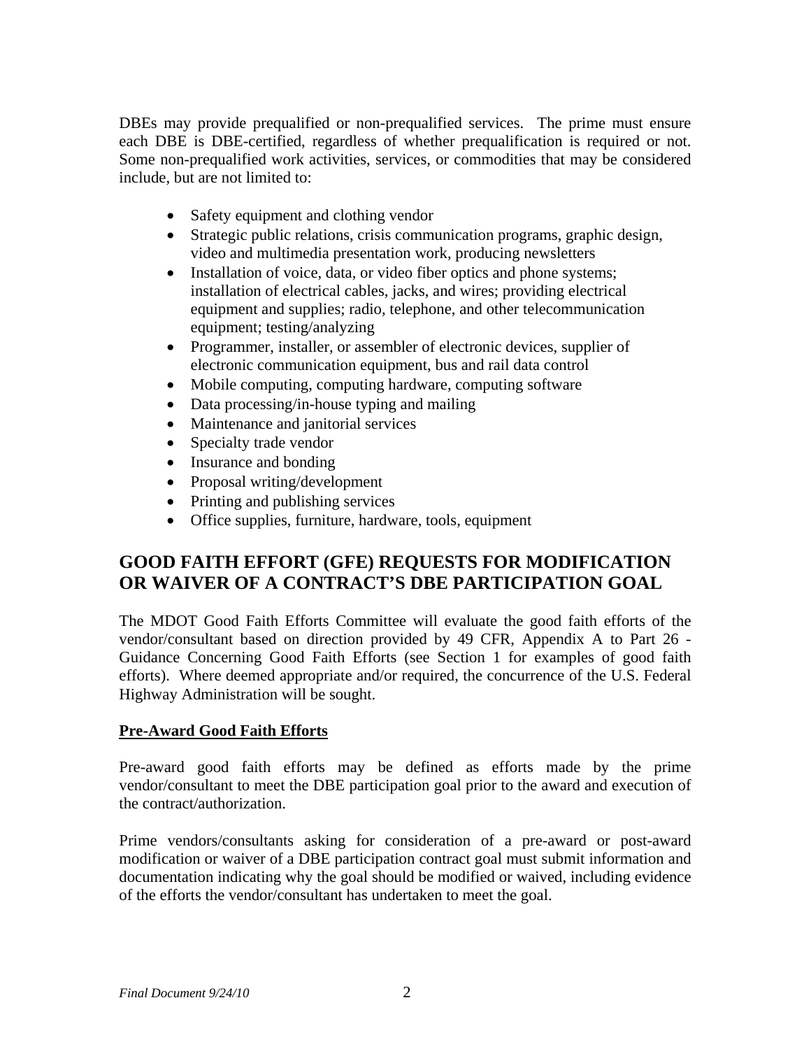DBEs may provide prequalified or non-prequalified services. The prime must ensure each DBE is DBE-certified, regardless of whether prequalification is required or not. Some non-prequalified work activities, services, or commodities that may be considered include, but are not limited to:

- Safety equipment and clothing vendor
- Strategic public relations, crisis communication programs, graphic design, video and multimedia presentation work, producing newsletters
- Installation of voice, data, or video fiber optics and phone systems; installation of electrical cables, jacks, and wires; providing electrical equipment and supplies; radio, telephone, and other telecommunication equipment; testing/analyzing
- Programmer, installer, or assembler of electronic devices, supplier of electronic communication equipment, bus and rail data control
- Mobile computing, computing hardware, computing software
- Data processing/in-house typing and mailing
- Maintenance and janitorial services
- Specialty trade vendor
- Insurance and bonding
- Proposal writing/development
- Printing and publishing services
- Office supplies, furniture, hardware, tools, equipment

## GOOD FAITH EFFORT (GFE) REQUESTS FOR MODIFICATION OR WAIVER OF A CONTRACT'S DBE PARTICIPATION GOAL

The MDOT Good Faith Efforts Committee will evaluate the good faith efforts of the vendor/consultant based on direction provided by 49 CFR, Appendix A to Part 26 - Guidance Concerning Good Faith Efforts (see Section 1 for examples of good faith efforts). Where deemed appropriate and/or required, the concurrence of the U.S. Federal Highway Administration will be sought.

**Pre-Award Good Faith Efforts**

Pre-award good faith efforts may be defined as efforts made by the prime vendor/consultant to meet the DBE participation goal prior to the award and execution of the contract/authorization.

Prime vendors/consultants asking for consideration of a pre-award or post-award modification or waiver of a DBE participation contract goal must submit information and documentation indicating why the goal should be modified or waived, including evidence of the efforts the vendor/consultant has undertaken to meet the goal.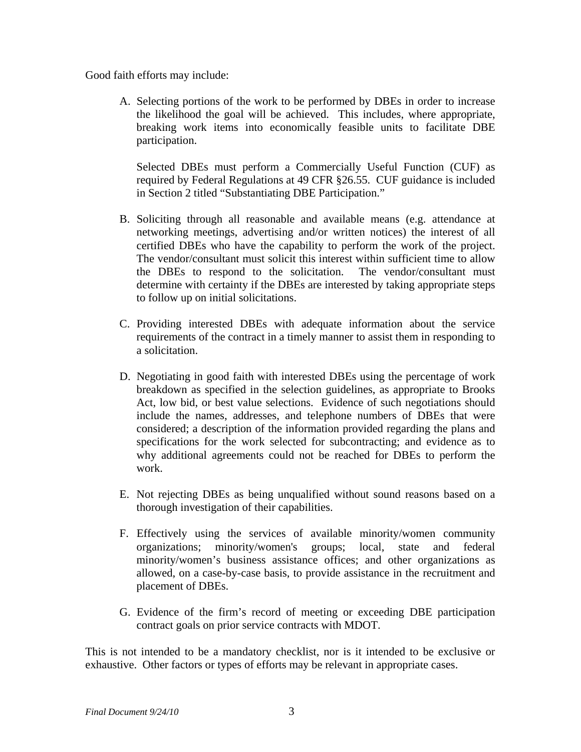Good faith efforts may include:

A. Selecting portions of the work to be performed by DBEs in order to increase the likelihood the goal will be achieved. This includes, where appropriate, breaking work items into economically feasible units to facilitate DBE participation.

   Selected DBEs must perform a Commercially Useful Function (CUF) as required by Federal Regulations at 49 CFR §26.55. CUF guidance is included in Section 2 titled "Substantiating DBE Participation."

B. Soliciting through all reasonable and available means (e.g. attendance at networking meetings, advertising and/or written notices) the interest of all certified DBEs who have the capability to perform the work of the project. The vendor/consultant must solicit this interest within sufficient time to allow the DBEs to respond to the solicitation. The vendor/consultant must determine with certainty if the DBEs are interested by taking appropriate steps to follow up on initial solicitations.

C. Providing interested DBEs with adequate information about the service requirements of the contract in a timely manner to assist them in responding to a solicitation.

D. Negotiating in good faith with interested DBEs using the percentage of work breakdown as specified in the selection guidelines, as appropriate to Brooks Act, low bid, or best value selections. Evidence of such negotiations should include the names, addresses, and telephone numbers of DBEs that were considered; a description of the information provided regarding the plans and specifications for the work selected for subcontracting; and evidence as to why additional agreements could not be reached for DBEs to perform the work.

E. Not rejecting DBEs as being unqualified without sound reasons based on a thorough investigation of their capabilities.

F. Effectively using the services of available minority/women community organizations; minority/women's groups; local, state and federal minority/women's business assistance offices; and other organizations as allowed, on a case-by-case basis, to provide assistance in the recruitment and placement of DBEs.

G. Evidence of the firm's record of meeting or exceeding DBE participation contract goals on prior service contracts with MDOT.

This is not intended to be a mandatory checklist, nor is it intended to be exclusive or exhaustive. Other factors or types of efforts may be relevant in appropriate cases.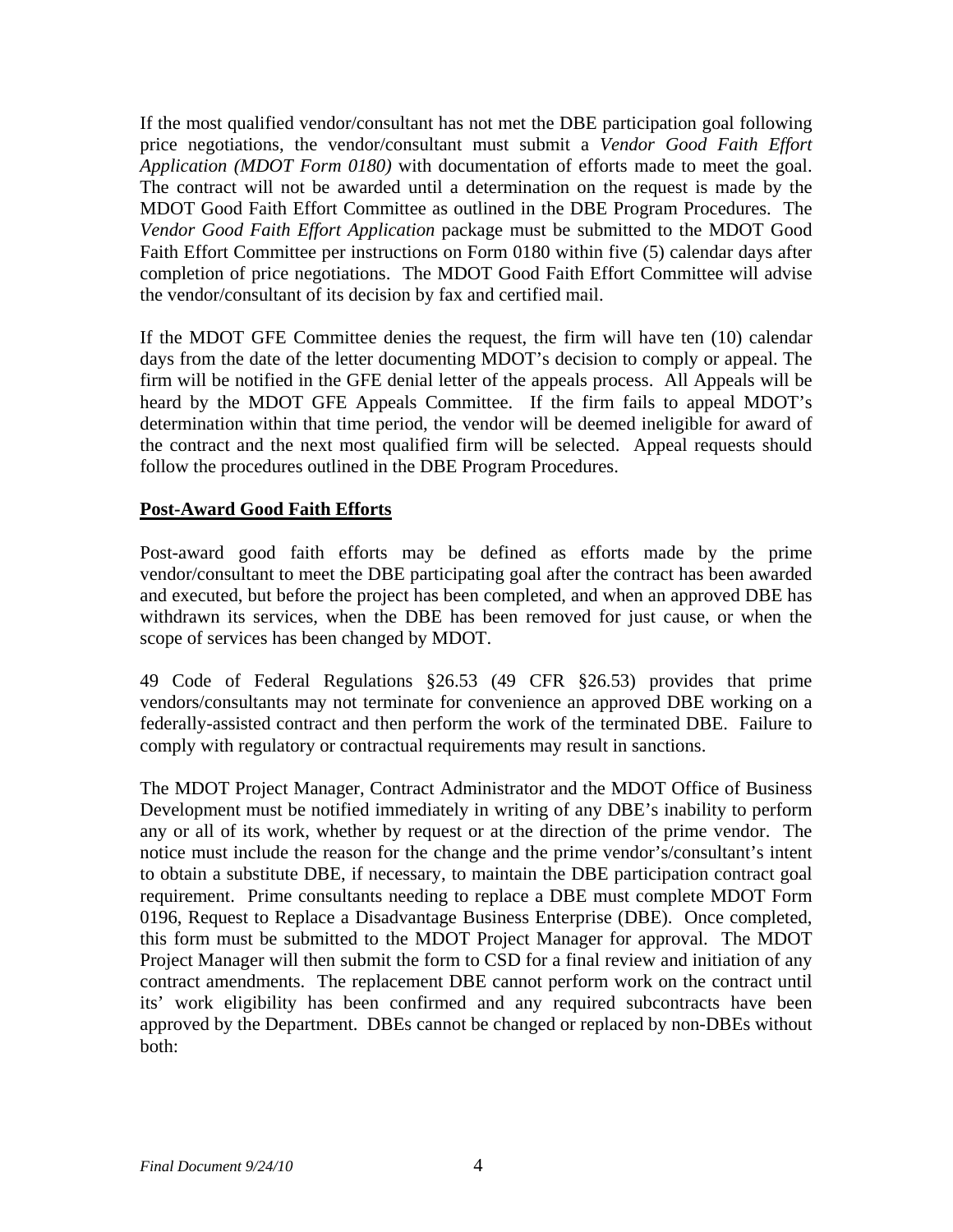If the most qualified vendor/consultant has not met the DBE participation goal following price negotiations, the vendor/consultant must submit a *Vendor Good Faith Effort Application (MDOT Form 0180)* with documentation of efforts made to meet the goal. The contract will not be awarded until a determination on the request is made by the MDOT Good Faith Effort Committee as outlined in the DBE Program Procedures. The *Vendor Good Faith Effort Application* package must be submitted to the MDOT Good Faith Effort Committee per instructions on Form 0180 within five (5) calendar days after completion of price negotiations. The MDOT Good Faith Effort Committee will advise the vendor/consultant of its decision by fax and certified mail.

If the MDOT GFE Committee denies the request, the firm will have ten (10) calendar days from the date of the letter documenting MDOT's decision to comply or appeal. The firm will be notified in the GFE denial letter of the appeals process. All Appeals will be heard by the MDOT GFE Appeals Committee. If the firm fails to appeal MDOT's determination within that time period, the vendor will be deemed ineligible for award of the contract and the next most qualified firm will be selected. Appeal requests should follow the procedures outlined in the DBE Program Procedures.

## Post-Award Good Faith Efforts

Post-award good faith efforts may be defined as efforts made by the prime vendor/consultant to meet the DBE participating goal after the contract has been awarded and executed, but before the project has been completed, and when an approved DBE has withdrawn its services, when the DBE has been removed for just cause, or when the scope of services has been changed by MDOT.

49 Code of Federal Regulations §26.53 (49 CFR §26.53) provides that prime vendors/consultants may not terminate for convenience an approved DBE working on a federally-assisted contract and then perform the work of the terminated DBE. Failure to comply with regulatory or contractual requirements may result in sanctions.

The MDOT Project Manager, Contract Administrator and the MDOT Office of Business Development must be notified immediately in writing of any DBE's inability to perform any or all of its work, whether by request or at the direction of the prime vendor. The notice must include the reason for the change and the prime vendor's/consultant's intent to obtain a substitute DBE, if necessary, to maintain the DBE participation contract goal requirement. Prime consultants needing to replace a DBE must complete MDOT Form 0196, Request to Replace a Disadvantage Business Enterprise (DBE). Once completed, this form must be submitted to the MDOT Project Manager for approval. The MDOT Project Manager will then submit the form to CSD for a final review and initiation of any contract amendments. The replacement DBE cannot perform work on the contract until its' work eligibility has been confirmed and any required subcontracts have been approved by the Department. DBEs cannot be changed or replaced by non-DBEs without both: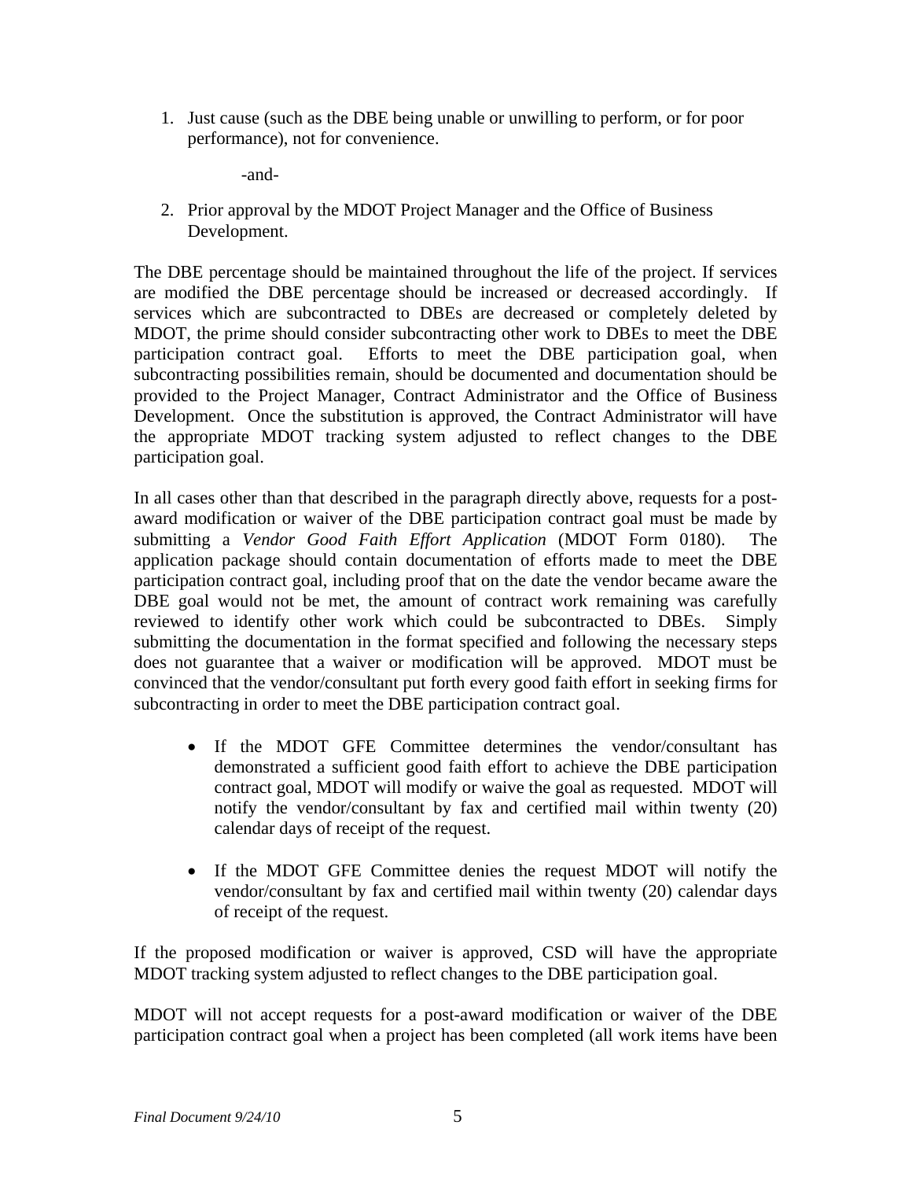1. Just cause (such as the DBE being unable or unwilling to perform, or for poor performance), not for convenience.

   -and-

2. Prior approval by the MDOT Project Manager and the Office of Business Development.

The DBE percentage should be maintained throughout the life of the project. If services are modified the DBE percentage should be increased or decreased accordingly. If services which are subcontracted to DBEs are decreased or completely deleted by MDOT, the prime should consider subcontracting other work to DBEs to meet the DBE participation contract goal. Efforts to meet the DBE participation goal, when subcontracting possibilities remain, should be documented and documentation should be provided to the Project Manager, Contract Administrator and the Office of Business Development. Once the substitution is approved, the Contract Administrator will have the appropriate MDOT tracking system adjusted to reflect changes to the DBE participation goal.

In all cases other than that described in the paragraph directly above, requests for a post-award modification or waiver of the DBE participation contract goal must be made by submitting a *Vendor Good Faith Effort Application* (MDOT Form 0180). The application package should contain documentation of efforts made to meet the DBE participation contract goal, including proof that on the date the vendor became aware the DBE goal would not be met, the amount of contract work remaining was carefully reviewed to identify other work which could be subcontracted to DBEs. Simply submitting the documentation in the format specified and following the necessary steps does not guarantee that a waiver or modification will be approved. MDOT must be convinced that the vendor/consultant put forth every good faith effort in seeking firms for subcontracting in order to meet the DBE participation contract goal.

- If the MDOT GFE Committee determines the vendor/consultant has demonstrated a sufficient good faith effort to achieve the DBE participation contract goal, MDOT will modify or waive the goal as requested. MDOT will notify the vendor/consultant by fax and certified mail within twenty (20) calendar days of receipt of the request.

- If the MDOT GFE Committee denies the request MDOT will notify the vendor/consultant by fax and certified mail within twenty (20) calendar days of receipt of the request.

If the proposed modification or waiver is approved, CSD will have the appropriate MDOT tracking system adjusted to reflect changes to the DBE participation goal.

MDOT will not accept requests for a post-award modification or waiver of the DBE participation contract goal when a project has been completed (all work items have been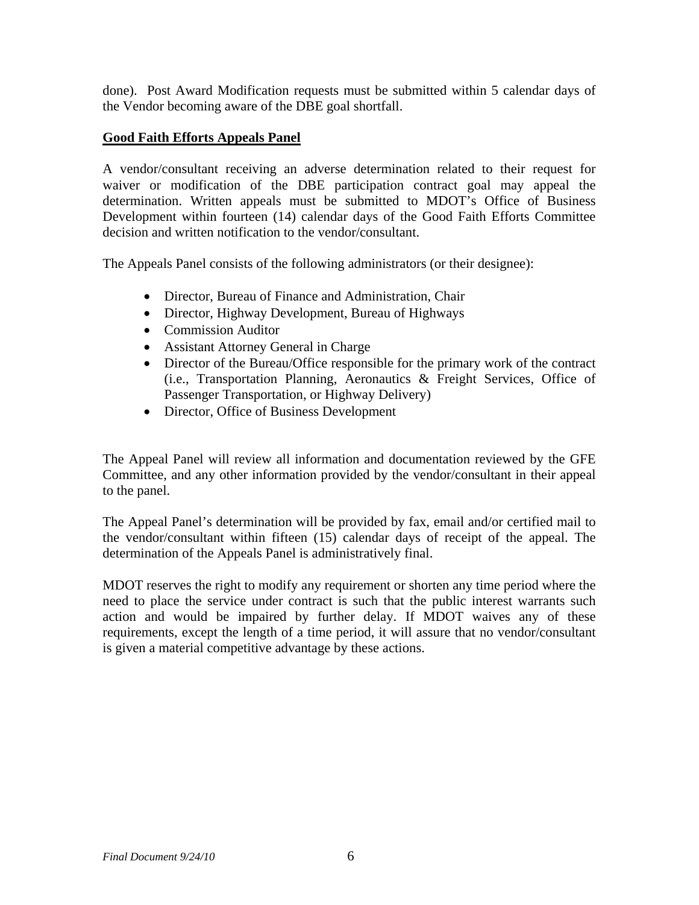done). Post Award Modification requests must be submitted within 5 calendar days of the Vendor becoming aware of the DBE goal shortfall.

**Good Faith Efforts Appeals Panel**

A vendor/consultant receiving an adverse determination related to their request for waiver or modification of the DBE participation contract goal may appeal the determination. Written appeals must be submitted to MDOT's Office of Business Development within fourteen (14) calendar days of the Good Faith Efforts Committee decision and written notification to the vendor/consultant.

The Appeals Panel consists of the following administrators (or their designee):

- Director, Bureau of Finance and Administration, Chair
- Director, Highway Development, Bureau of Highways
- Commission Auditor
- Assistant Attorney General in Charge
- Director of the Bureau/Office responsible for the primary work of the contract (i.e., Transportation Planning, Aeronautics & Freight Services, Office of Passenger Transportation, or Highway Delivery)
- Director, Office of Business Development

The Appeal Panel will review all information and documentation reviewed by the GFE Committee, and any other information provided by the vendor/consultant in their appeal to the panel.

The Appeal Panel's determination will be provided by fax, email and/or certified mail to the vendor/consultant within fifteen (15) calendar days of receipt of the appeal. The determination of the Appeals Panel is administratively final.

MDOT reserves the right to modify any requirement or shorten any time period where the need to place the service under contract is such that the public interest warrants such action and would be impaired by further delay. If MDOT waives any of these requirements, except the length of a time period, it will assure that no vendor/consultant is given a material competitive advantage by these actions.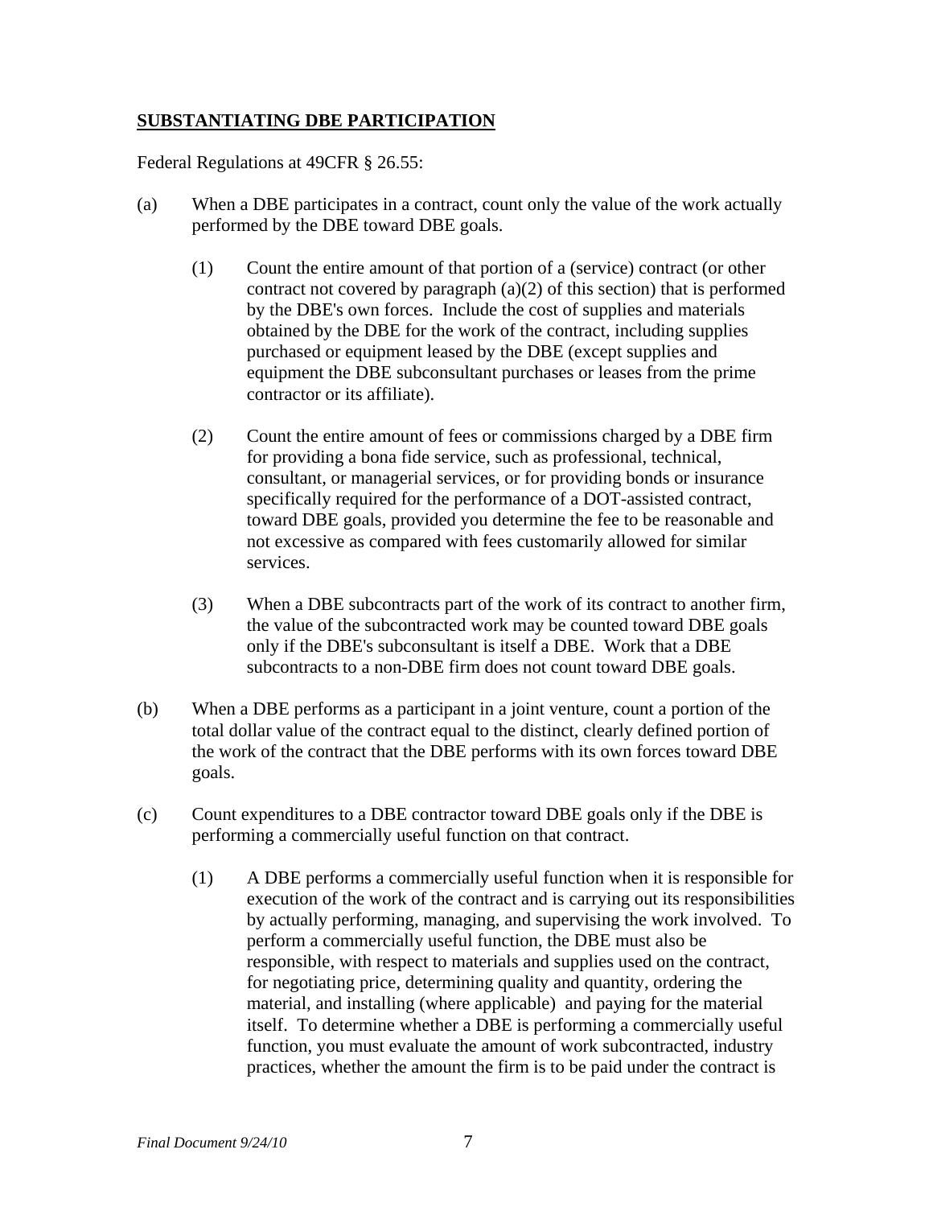## **SUBSTANTIATING DBE PARTICIPATION**

Federal Regulations at 49CFR § 26.55:

(a) When a DBE participates in a contract, count only the value of the work actually performed by the DBE toward DBE goals.

(1) Count the entire amount of that portion of a (service) contract (or other contract not covered by paragraph (a)(2) of this section) that is performed by the DBE's own forces. Include the cost of supplies and materials obtained by the DBE for the work of the contract, including supplies purchased or equipment leased by the DBE (except supplies and equipment the DBE subconsultant purchases or leases from the prime contractor or its affiliate).

(2) Count the entire amount of fees or commissions charged by a DBE firm for providing a bona fide service, such as professional, technical, consultant, or managerial services, or for providing bonds or insurance specifically required for the performance of a DOT-assisted contract, toward DBE goals, provided you determine the fee to be reasonable and not excessive as compared with fees customarily allowed for similar services.

(3) When a DBE subcontracts part of the work of its contract to another firm, the value of the subcontracted work may be counted toward DBE goals only if the DBE's subconsultant is itself a DBE. Work that a DBE subcontracts to a non-DBE firm does not count toward DBE goals.

(b) When a DBE performs as a participant in a joint venture, count a portion of the total dollar value of the contract equal to the distinct, clearly defined portion of the work of the contract that the DBE performs with its own forces toward DBE goals.

(c) Count expenditures to a DBE contractor toward DBE goals only if the DBE is performing a commercially useful function on that contract.

(1) A DBE performs a commercially useful function when it is responsible for execution of the work of the contract and is carrying out its responsibilities by actually performing, managing, and supervising the work involved. To perform a commercially useful function, the DBE must also be responsible, with respect to materials and supplies used on the contract, for negotiating price, determining quality and quantity, ordering the material, and installing (where applicable) and paying for the material itself. To determine whether a DBE is performing a commercially useful function, you must evaluate the amount of work subcontracted, industry practices, whether the amount the firm is to be paid under the contract is

*Final Document 9/24/10*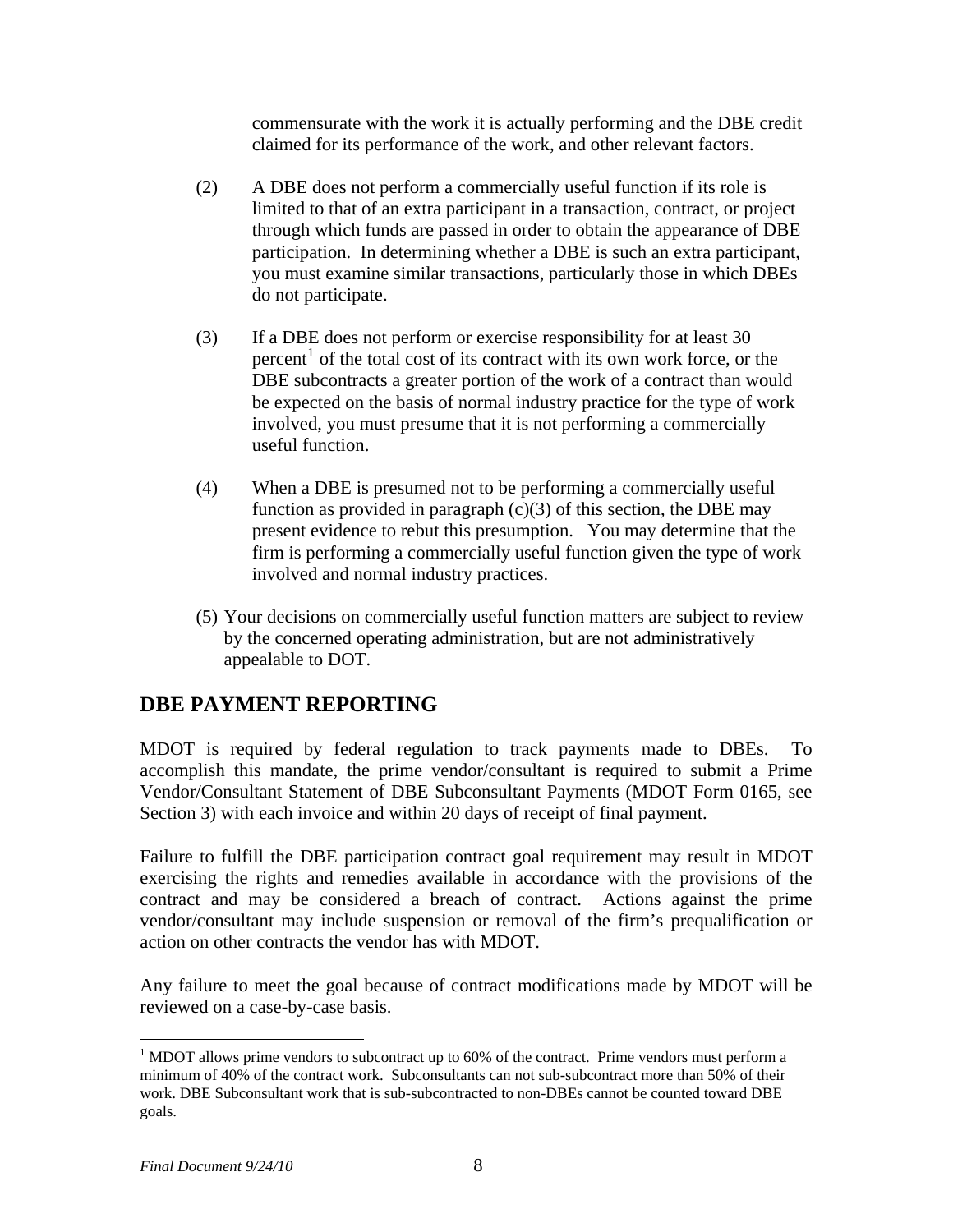commensurate with the work it is actually performing and the DBE credit claimed for its performance of the work, and other relevant factors.

(2) A DBE does not perform a commercially useful function if its role is limited to that of an extra participant in a transaction, contract, or project through which funds are passed in order to obtain the appearance of DBE participation. In determining whether a DBE is such an extra participant, you must examine similar transactions, particularly those in which DBEs do not participate.

(3) If a DBE does not perform or exercise responsibility for at least 30 percent[1] of the total cost of its contract with its own work force, or the DBE subcontracts a greater portion of the work of a contract than would be expected on the basis of normal industry practice for the type of work involved, you must presume that it is not performing a commercially useful function.

(4) When a DBE is presumed not to be performing a commercially useful function as provided in paragraph (c)(3) of this section, the DBE may present evidence to rebut this presumption. You may determine that the firm is performing a commercially useful function given the type of work involved and normal industry practices.

(5) Your decisions on commercially useful function matters are subject to review by the concerned operating administration, but are not administratively appealable to DOT.

## DBE PAYMENT REPORTING

MDOT is required by federal regulation to track payments made to DBEs. To accomplish this mandate, the prime vendor/consultant is required to submit a Prime Vendor/Consultant Statement of DBE Subconsultant Payments (MDOT Form 0165, see Section 3) with each invoice and within 20 days of receipt of final payment.

Failure to fulfill the DBE participation contract goal requirement may result in MDOT exercising the rights and remedies available in accordance with the provisions of the contract and may be considered a breach of contract. Actions against the prime vendor/consultant may include suspension or removal of the firm's prequalification or action on other contracts the vendor has with MDOT.

Any failure to meet the goal because of contract modifications made by MDOT will be reviewed on a case-by-case basis.

---

[1] MDOT allows prime vendors to subcontract up to 60% of the contract. Prime vendors must perform a minimum of 40% of the contract work. Subconsultants can not sub-subcontract more than 50% of their work. DBE Subconsultant work that is sub-subcontracted to non-DBEs cannot be counted toward DBE goals.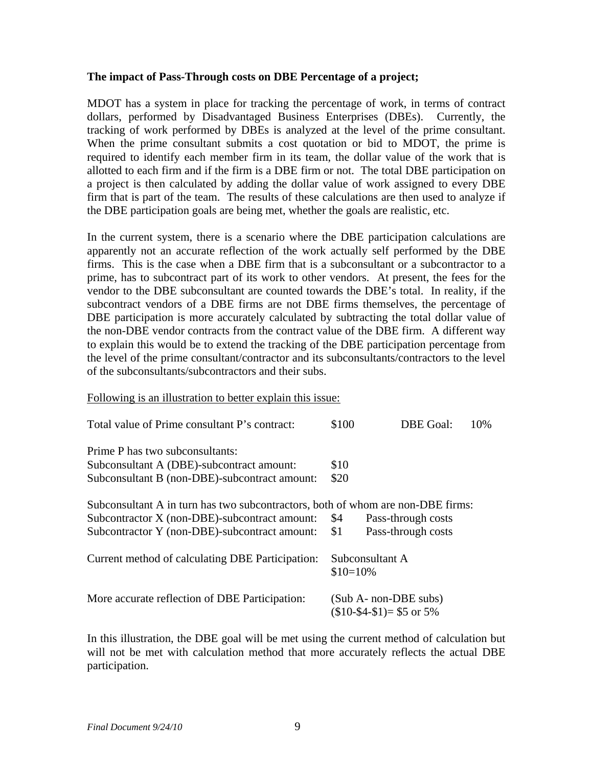**The impact of Pass-Through costs on DBE Percentage of a project;**

MDOT has a system in place for tracking the percentage of work, in terms of contract dollars, performed by Disadvantaged Business Enterprises (DBEs). Currently, the tracking of work performed by DBEs is analyzed at the level of the prime consultant. When the prime consultant submits a cost quotation or bid to MDOT, the prime is required to identify each member firm in its team, the dollar value of the work that is allotted to each firm and if the firm is a DBE firm or not. The total DBE participation on a project is then calculated by adding the dollar value of work assigned to every DBE firm that is part of the team. The results of these calculations are then used to analyze if the DBE participation goals are being met, whether the goals are realistic, etc.

In the current system, there is a scenario where the DBE participation calculations are apparently not an accurate reflection of the work actually self performed by the DBE firms. This is the case when a DBE firm that is a subconsultant or a subcontractor to a prime, has to subcontract part of its work to other vendors. At present, the fees for the vendor to the DBE subconsultant are counted towards the DBE's total. In reality, if the subcontract vendors of a DBE firms are not DBE firms themselves, the percentage of DBE participation is more accurately calculated by subtracting the total dollar value of the non-DBE vendor contracts from the contract value of the DBE firm. A different way to explain this would be to extend the tracking of the DBE participation percentage from the level of the prime consultant/contractor and its subconsultants/contractors to the level of the subconsultants/subcontractors and their subs.

Following is an illustration to better explain this issue:

Total value of Prime consultant P's contract: $100 DBE Goal: 10%

Prime P has two subconsultants:
Subconsultant A (DBE)-subcontract amount: $10
Subconsultant B (non-DBE)-subcontract amount: $20

Subconsultant A in turn has two subcontractors, both of whom are non-DBE firms:
Subcontractor X (non-DBE)-subcontract amount: $4 Pass-through costs
Subcontractor Y (non-DBE)-subcontract amount: $1 Pass-through costs

Current method of calculating DBE Participation: Subconsultant A
$10=10%

More accurate reflection of DBE Participation: (Sub A- non-DBE subs)
($10-$4-$1)= $5 or 5%

In this illustration, the DBE goal will be met using the current method of calculation but will not be met with calculation method that more accurately reflects the actual DBE participation.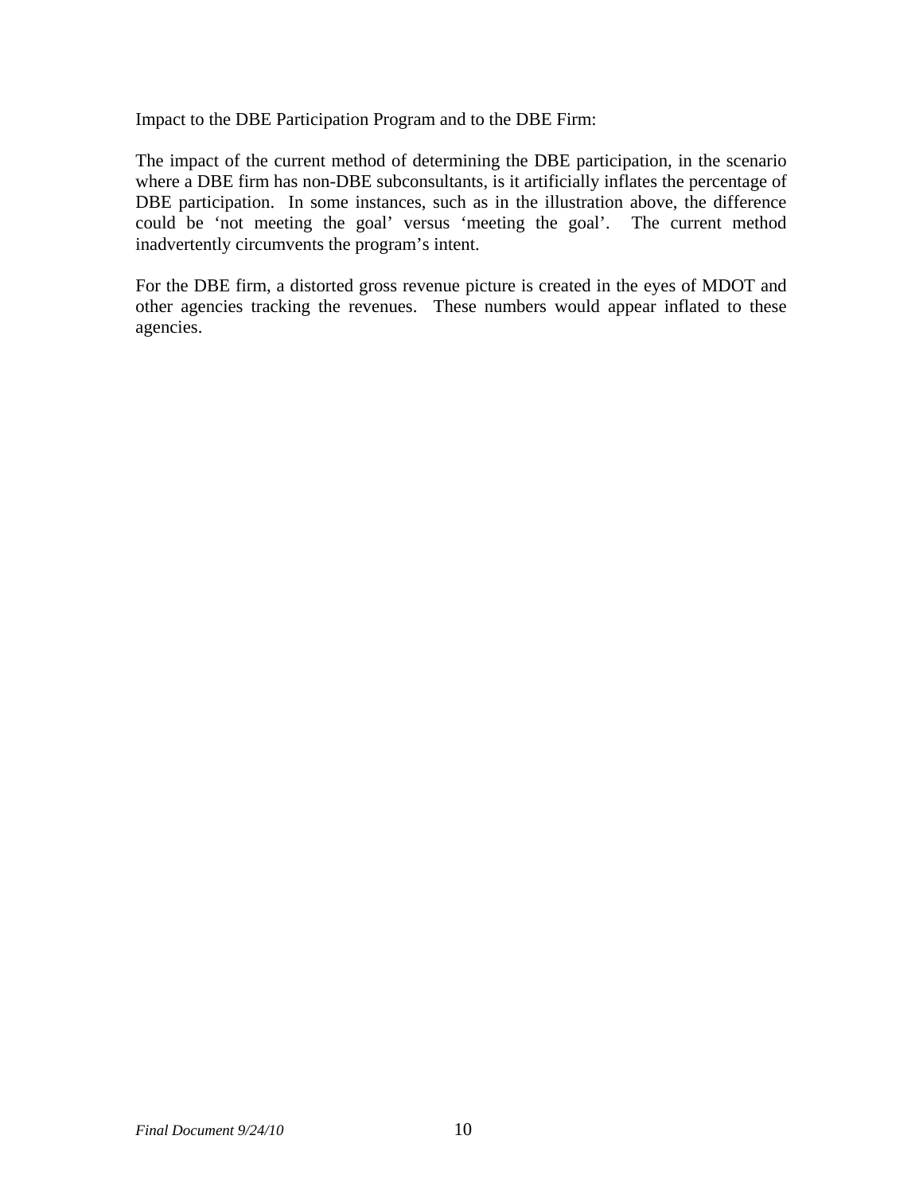Impact to the DBE Participation Program and to the DBE Firm:

The impact of the current method of determining the DBE participation, in the scenario where a DBE firm has non-DBE subconsultants, is it artificially inflates the percentage of DBE participation. In some instances, such as in the illustration above, the difference could be 'not meeting the goal' versus 'meeting the goal'. The current method inadvertently circumvents the program's intent.

For the DBE firm, a distorted gross revenue picture is created in the eyes of MDOT and other agencies tracking the revenues. These numbers would appear inflated to these agencies.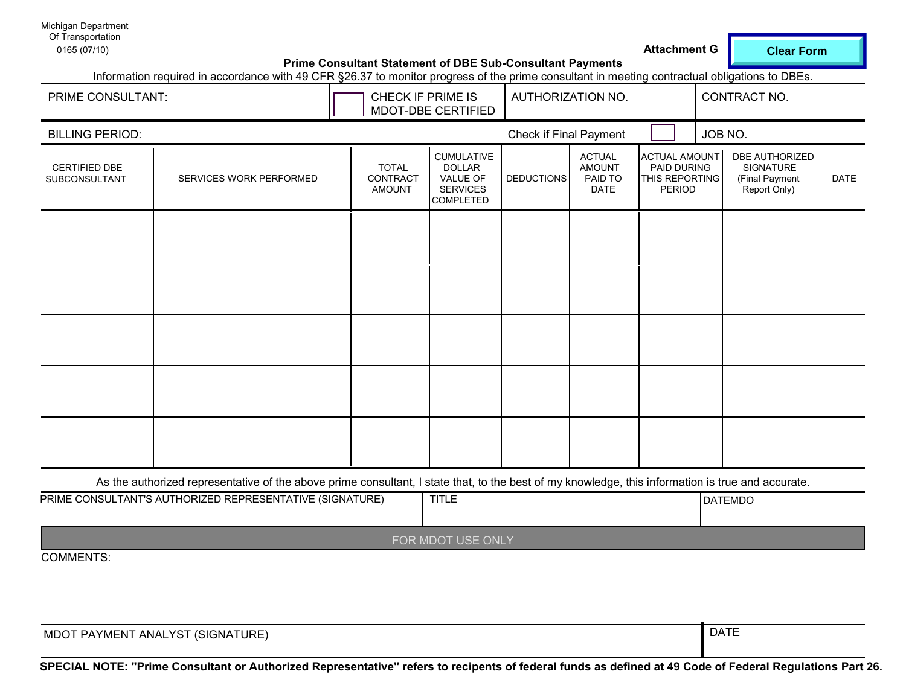Michigan Department
Of Transportation
0165 (07/10)

**Attachment G**

Clear Form

**Prime Consultant Statement of DBE Sub-Consultant Payments**

Information required in accordance with 49 CFR §26.37 to monitor progress of the prime consultant in meeting contractual obligations to DBEs.

| PRIME CONSULTANT: | ☐ CHECK IF PRIME IS MDOT-DBE CERTIFIED | AUTHORIZATION NO. | CONTRACT NO. |
|---|---|---|---|

| BILLING PERIOD: | Check if Final Payment ☐ | JOB NO. |
|---|---|---|

| CERTIFIED DBE SUBCONSULTANT | SERVICES WORK PERFORMED | TOTAL CONTRACT AMOUNT | CUMULATIVE DOLLAR VALUE OF SERVICES COMPLETED | DEDUCTIONS | ACTUAL AMOUNT PAID TO DATE | ACTUAL AMOUNT PAID DURING THIS REPORTING PERIOD | DBE AUTHORIZED SIGNATURE (Final Payment Report Only) | DATE |
|---|---|---|---|---|---|---|---|---|
| | | | | | | | | |
| | | | | | | | | |
| | | | | | | | | |
| | | | | | | | | |
| | | | | | | | | |

As the authorized representative of the above prime consultant, I state that, to the best of my knowledge, this information is true and accurate.

| PRIME CONSULTANT'S AUTHORIZED REPRESENTATIVE (SIGNATURE) | TITLE | DATEMDO |
|---|---|---|

**FOR MDOT USE ONLY**

COMMENTS:

| MDOT PAYMENT ANALYST (SIGNATURE) | DATE |
|---|---|

**SPECIAL NOTE: "Prime Consultant or Authorized Representative" refers to recipents of federal funds as defined at 49 Code of Federal Regulations Part 26.**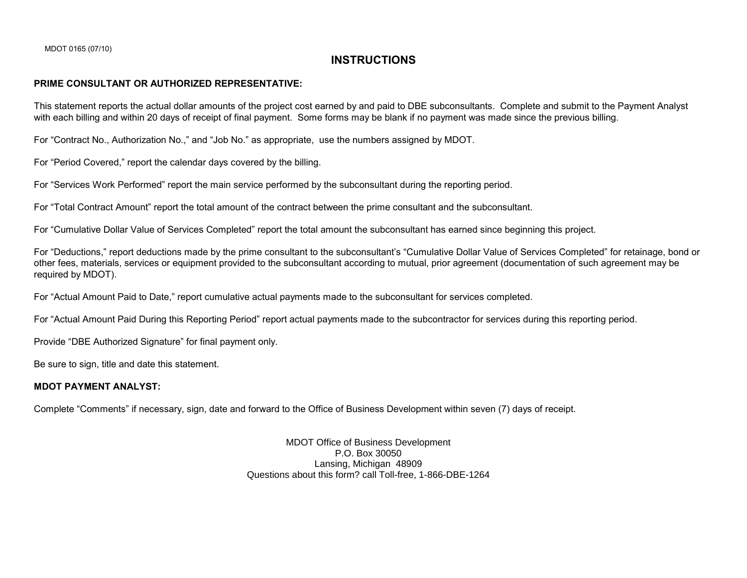MDOT 0165 (07/10)

# INSTRUCTIONS

**PRIME CONSULTANT OR AUTHORIZED REPRESENTATIVE:**

This statement reports the actual dollar amounts of the project cost earned by and paid to DBE subconsultants. Complete and submit to the Payment Analyst with each billing and within 20 days of receipt of final payment. Some forms may be blank if no payment was made since the previous billing.

For "Contract No., Authorization No.," and "Job No." as appropriate, use the numbers assigned by MDOT.

For "Period Covered," report the calendar days covered by the billing.

For "Services Work Performed" report the main service performed by the subconsultant during the reporting period.

For "Total Contract Amount" report the total amount of the contract between the prime consultant and the subconsultant.

For "Cumulative Dollar Value of Services Completed" report the total amount the subconsultant has earned since beginning this project.

For "Deductions," report deductions made by the prime consultant to the subconsultant's "Cumulative Dollar Value of Services Completed" for retainage, bond or other fees, materials, services or equipment provided to the subconsultant according to mutual, prior agreement (documentation of such agreement may be required by MDOT).

For "Actual Amount Paid to Date," report cumulative actual payments made to the subconsultant for services completed.

For "Actual Amount Paid During this Reporting Period" report actual payments made to the subcontractor for services during this reporting period.

Provide "DBE Authorized Signature" for final payment only.

Be sure to sign, title and date this statement.

**MDOT PAYMENT ANALYST:**

Complete "Comments" if necessary, sign, date and forward to the Office of Business Development within seven (7) days of receipt.

MDOT Office of Business Development
P.O. Box 30050
Lansing, Michigan 48909
Questions about this form? call Toll-free, 1-866-DBE-1264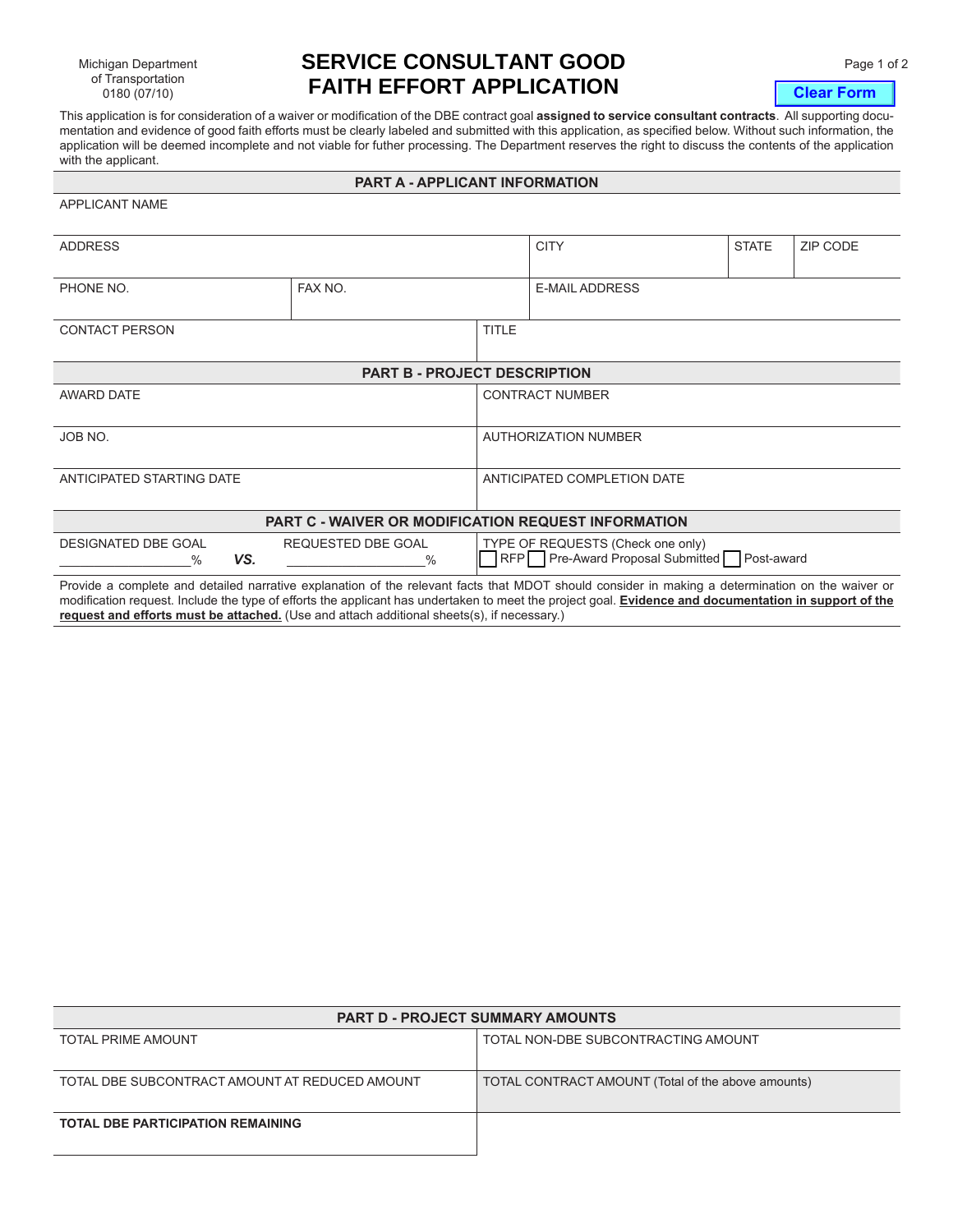Michigan Department of Transportation
0180 (07/10)

# SERVICE CONSULTANT GOOD FAITH EFFORT APPLICATION

Clear Form

This application is for consideration of a waiver or modification of the DBE contract goal **assigned to service consultant contracts**. All supporting documentation and evidence of good faith efforts must be clearly labeled and submitted with this application, as specified below. Without such information, the application will be deemed incomplete and not viable for futher processing. The Department reserves the right to discuss the contents of the application with the applicant.

## PART A - APPLICANT INFORMATION

| APPLICANT NAME | | | | |
|---|---|---|---|---|
| ADDRESS | | CITY | STATE | ZIP CODE |
| PHONE NO. | FAX NO. | E-MAIL ADDRESS | | |
| CONTACT PERSON | TITLE | | | |

## PART B - PROJECT DESCRIPTION

| | |
|---|---|
| AWARD DATE | CONTRACT NUMBER |
| JOB NO. | AUTHORIZATION NUMBER |
| ANTICIPATED STARTING DATE | ANTICIPATED COMPLETION DATE |

## PART C - WAIVER OR MODIFICATION REQUEST INFORMATION

| DESIGNATED DBE GOAL | | REQUESTED DBE GOAL | TYPE OF REQUESTS (Check one only) |
|---|---|---|---|
| ________________% | ***VS.*** | ________________% | ☐ RFP ☐ Pre-Award Proposal Submitted ☐ Post-award |

Provide a complete and detailed narrative explanation of the relevant facts that MDOT should consider in making a determination on the waiver or modification request. Include the type of efforts the applicant has undertaken to meet the project goal. **Evidence and documentation in support of the request and efforts must be attached.** (Use and attach additional sheets(s), if necessary.)

## PART D - PROJECT SUMMARY AMOUNTS

| | |
|---|---|
| TOTAL PRIME AMOUNT | TOTAL NON-DBE SUBCONTRACTING AMOUNT |
| TOTAL DBE SUBCONTRACT AMOUNT AT REDUCED AMOUNT | TOTAL CONTRACT AMOUNT (Total of the above amounts) |
| **TOTAL DBE PARTICIPATION REMAINING** | |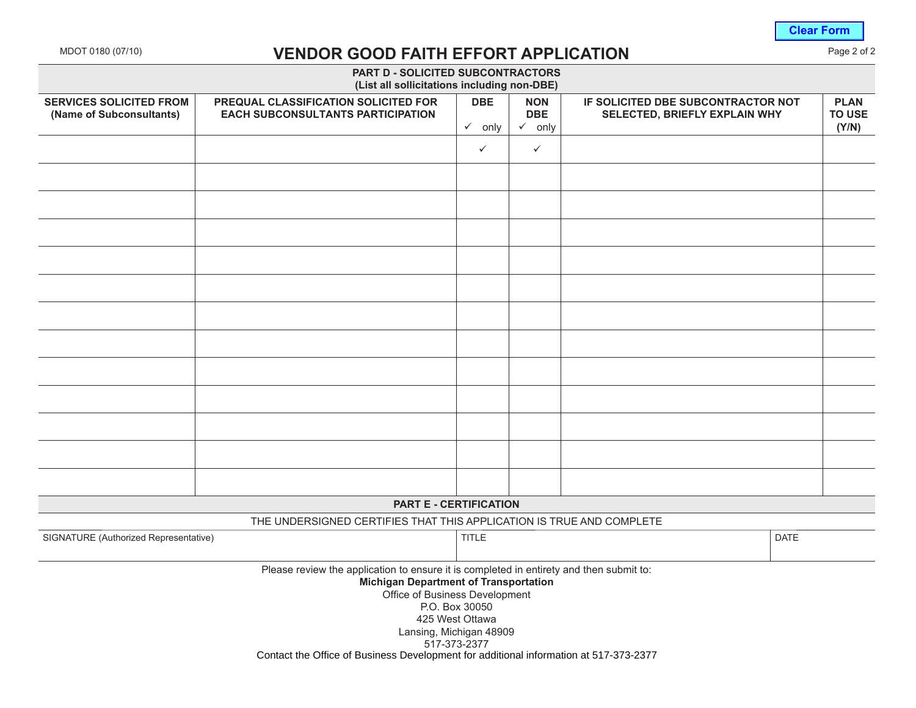MDOT 0180 (07/10)

# VENDOR GOOD FAITH EFFORT APPLICATION

## PART D - SOLICITED SUBCONTRACTORS
**(List all sollicitations including non-DBE)**

| SERVICES SOLICITED FROM (Name of Subconsultants) | PREQUAL CLASSIFICATION SOLICITED FOR EACH SUBCONSULTANTS PARTICIPATION | DBE ✓ only | NON DBE ✓ only | IF SOLICITED DBE SUBCONTRACTOR NOT SELECTED, BRIEFLY EXPLAIN WHY | PLAN TO USE (Y/N) |
|---|---|---|---|---|---|
| | | ✓ | ✓ | | |
| | | | | | |
| | | | | | |
| | | | | | |
| | | | | | |
| | | | | | |
| | | | | | |
| | | | | | |
| | | | | | |
| | | | | | |
| | | | | | |
| | | | | | |
| | | | | | |

## PART E - CERTIFICATION

THE UNDERSIGNED CERTIFIES THAT THIS APPLICATION IS TRUE AND COMPLETE

| SIGNATURE (Authorized Representative) | TITLE | DATE |
|---|---|---|
| | | |

Please review the application to ensure it is completed in entirety and then submit to:

**Michigan Department of Transportation**
Office of Business Development
P.O. Box 30050
425 West Ottawa
Lansing, Michigan 48909
517-373-2377

Contact the Office of Business Development for additional information at 517-373-2377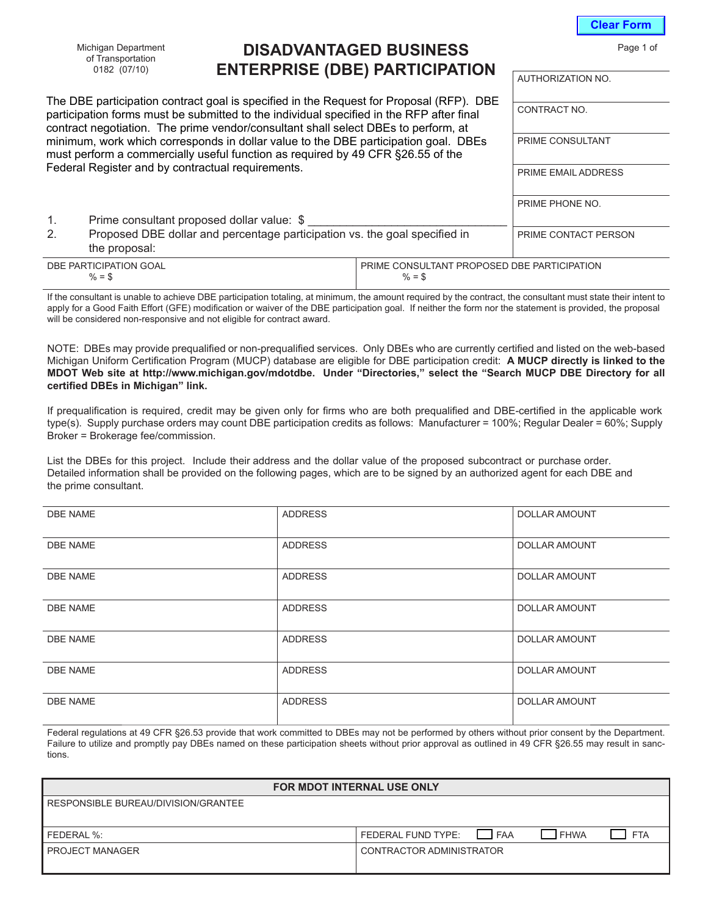Michigan Department of Transportation
0182 (07/10)

# DISADVANTAGED BUSINESS ENTERPRISE (DBE) PARTICIPATION

| AUTHORIZATION NO. |
|---|
| CONTRACT NO. |
| PRIME CONSULTANT |
| PRIME EMAIL ADDRESS |
| PRIME PHONE NO. |
| PRIME CONTACT PERSON |

The DBE participation contract goal is specified in the Request for Proposal (RFP). DBE participation forms must be submitted to the individual specified in the RFP after final contract negotiation. The prime vendor/consultant shall select DBEs to perform, at minimum, work which corresponds in dollar value to the DBE participation goal. DBEs must perform a commercially useful function as required by 49 CFR §26.55 of the Federal Register and by contractual requirements.

1. Prime consultant proposed dollar value: $ ______________________________
2. Proposed DBE dollar and percentage participation vs. the goal specified in the proposal:

| DBE PARTICIPATION GOAL | PRIME CONSULTANT PROPOSED DBE PARTICIPATION |
|---|---|
| % = $ | % = $ |

If the consultant is unable to achieve DBE participation totaling, at minimum, the amount required by the contract, the consultant must state their intent to apply for a Good Faith Effort (GFE) modification or waiver of the DBE participation goal. If neither the form nor the statement is provided, the proposal will be considered non-responsive and not eligible for contract award.

NOTE: DBEs may provide prequalified or non-prequalified services. Only DBEs who are currently certified and listed on the web-based Michigan Uniform Certification Program (MUCP) database are eligible for DBE participation credit: **A MUCP directly is linked to the MDOT Web site at http://www.michigan.gov/mdotdbe. Under "Directories," select the "Search MUCP DBE Directory for all certified DBEs in Michigan" link.**

If prequalification is required, credit may be given only for firms who are both prequalified and DBE-certified in the applicable work type(s). Supply purchase orders may count DBE participation credits as follows: Manufacturer = 100%; Regular Dealer = 60%; Supply Broker = Brokerage fee/commission.

List the DBEs for this project. Include their address and the dollar value of the proposed subcontract or purchase order. Detailed information shall be provided on the following pages, which are to be signed by an authorized agent for each DBE and the prime consultant.

| DBE NAME | ADDRESS | DOLLAR AMOUNT |
|---|---|---|
| | | |
| | | |
| | | |
| | | |
| | | |
| | | |
| | | |

Federal regulations at 49 CFR §26.53 provide that work committed to DBEs may not be performed by others without prior consent by the Department. Failure to utilize and promptly pay DBEs named on these participation sheets without prior approval as outlined in 49 CFR §26.55 may result in sanctions.

| FOR MDOT INTERNAL USE ONLY | |
|---|---|
| RESPONSIBLE BUREAU/DIVISION/GRANTEE | |
| FEDERAL %: | FEDERAL FUND TYPE: ☐ FAA ☐ FHWA ☐ FTA |
| PROJECT MANAGER | CONTRACTOR ADMINISTRATOR |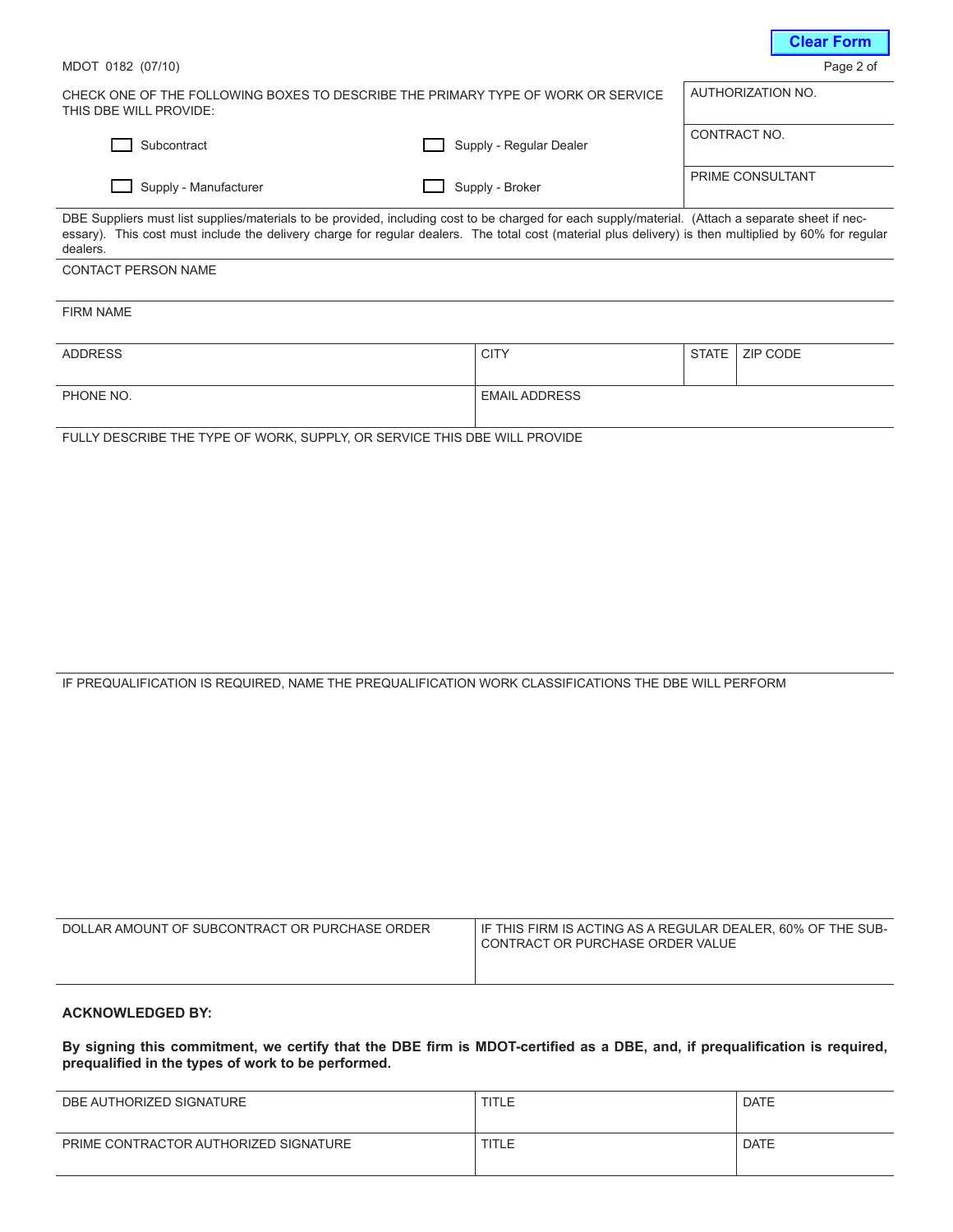MDOT 0182 (07/10)

CHECK ONE OF THE FOLLOWING BOXES TO DESCRIBE THE PRIMARY TYPE OF WORK OR SERVICE THIS DBE WILL PROVIDE:

☐ Subcontract ☐ Supply - Regular Dealer

☐ Supply - Manufacturer ☐ Supply - Broker

| AUTHORIZATION NO. |
|---|
| CONTRACT NO. |
| PRIME CONSULTANT |

DBE Suppliers must list supplies/materials to be provided, including cost to be charged for each supply/material. (Attach a separate sheet if necessary). This cost must include the delivery charge for regular dealers. The total cost (material plus delivery) is then multiplied by 60% for regular dealers.

| CONTACT PERSON NAME | | | |
|---|---|---|---|
| FIRM NAME | | | |
| ADDRESS | CITY | STATE | ZIP CODE |
| PHONE NO. | EMAIL ADDRESS | | |

FULLY DESCRIBE THE TYPE OF WORK, SUPPLY, OR SERVICE THIS DBE WILL PROVIDE

IF PREQUALIFICATION IS REQUIRED, NAME THE PREQUALIFICATION WORK CLASSIFICATIONS THE DBE WILL PERFORM

| DOLLAR AMOUNT OF SUBCONTRACT OR PURCHASE ORDER | IF THIS FIRM IS ACTING AS A REGULAR DEALER, 60% OF THE SUBCONTRACT OR PURCHASE ORDER VALUE |
|---|---|
| | |

**ACKNOWLEDGED BY:**

**By signing this commitment, we certify that the DBE firm is MDOT-certified as a DBE, and, if prequalification is required, prequalified in the types of work to be performed.**

| DBE AUTHORIZED SIGNATURE | TITLE | DATE |
|---|---|---|
| PRIME CONTRACTOR AUTHORIZED SIGNATURE | TITLE | DATE |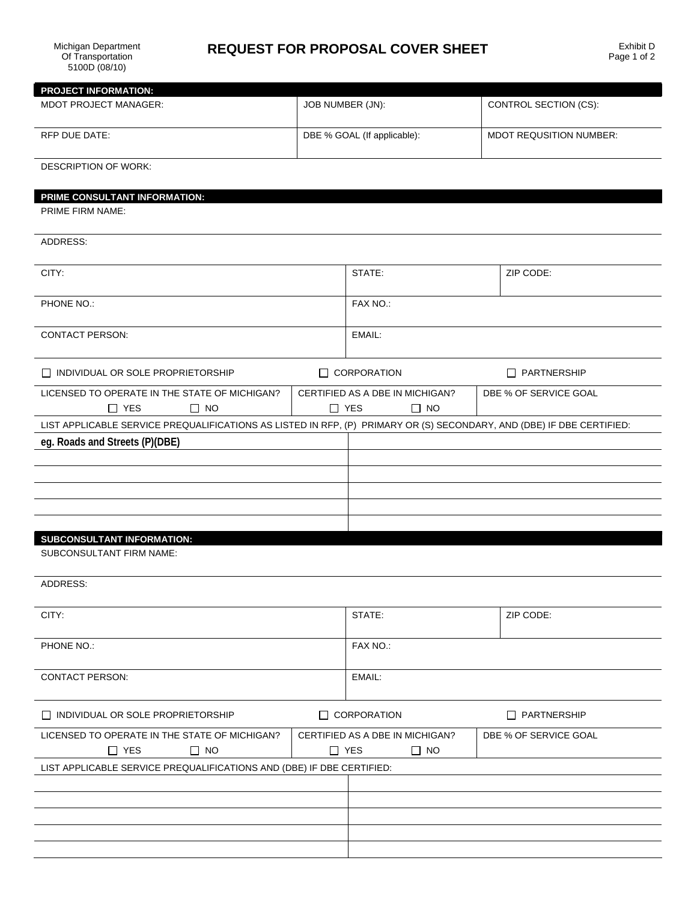Michigan Department Of Transportation 5100D (08/10)

# REQUEST FOR PROPOSAL COVER SHEET

Exhibit D
Page 1 of 2

**PROJECT INFORMATION:**

| MDOT PROJECT MANAGER: | JOB NUMBER (JN): | CONTROL SECTION (CS): |
|---|---|---|
| RFP DUE DATE: | DBE % GOAL (If applicable): | MDOT REQUSITION NUMBER: |

DESCRIPTION OF WORK:

**PRIME CONSULTANT INFORMATION:**

PRIME FIRM NAME:

ADDRESS:

| CITY: | STATE: | ZIP CODE: |
|---|---|---|
| PHONE NO.: | FAX NO.: | |
| CONTACT PERSON: | EMAIL: | |

☐ INDIVIDUAL OR SOLE PROPRIETORSHIP ☐ CORPORATION ☐ PARTNERSHIP

| LICENSED TO OPERATE IN THE STATE OF MICHIGAN? | CERTIFIED AS A DBE IN MICHIGAN? | DBE % OF SERVICE GOAL |
|---|---|---|
| ☐ YES ☐ NO | ☐ YES ☐ NO | |

LIST APPLICABLE SERVICE PREQUALIFICATIONS AS LISTED IN RFP, (P) PRIMARY OR (S) SECONDARY, AND (DBE) IF DBE CERTIFIED:

| | |
|---|---|
| **eg. Roads and Streets (P)(DBE)** | |
| | |
| | |
| | |
| | |
| | |

**SUBCONSULTANT INFORMATION:**

SUBCONSULTANT FIRM NAME:

ADDRESS:

| CITY: | STATE: | ZIP CODE: |
|---|---|---|
| PHONE NO.: | FAX NO.: | |
| CONTACT PERSON: | EMAIL: | |

☐ INDIVIDUAL OR SOLE PROPRIETORSHIP ☐ CORPORATION ☐ PARTNERSHIP

| LICENSED TO OPERATE IN THE STATE OF MICHIGAN? | CERTIFIED AS A DBE IN MICHIGAN? | DBE % OF SERVICE GOAL |
|---|---|---|
| ☐ YES ☐ NO | ☐ YES ☐ NO | |

LIST APPLICABLE SERVICE PREQUALIFICATIONS AND (DBE) IF DBE CERTIFIED:

| | |
|---|---|
| | |
| | |
| | |
| | |
| | |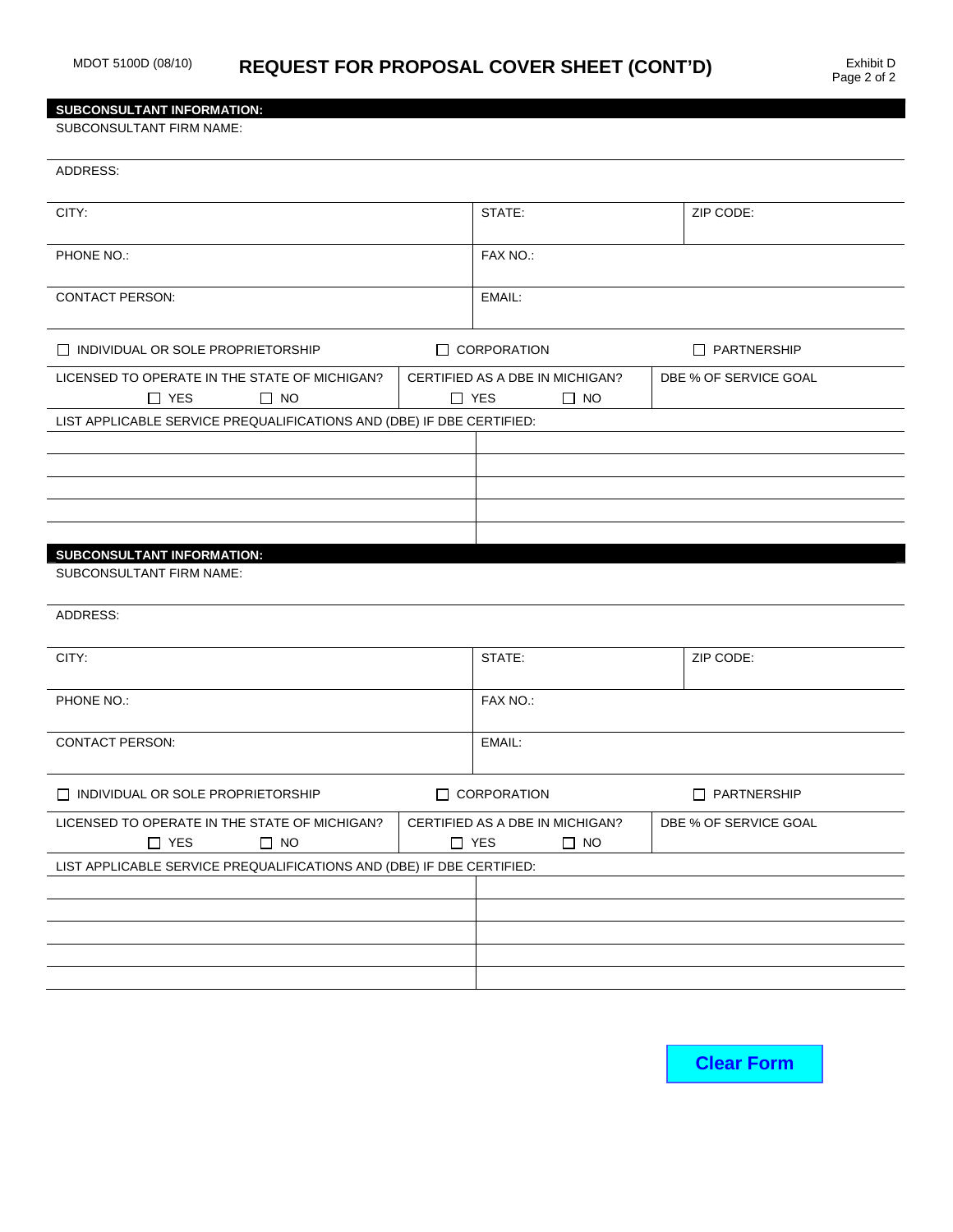MDOT 5100D (08/10)

# REQUEST FOR PROPOSAL COVER SHEET (CONT'D)

Exhibit D

## SUBCONSULTANT INFORMATION:

SUBCONSULTANT FIRM NAME:

ADDRESS:

| CITY: | STATE: | ZIP CODE: |
|---|---|---|
| PHONE NO.: | FAX NO.: | |
| CONTACT PERSON: | EMAIL: | |

☐ INDIVIDUAL OR SOLE PROPRIETORSHIP ☐ CORPORATION ☐ PARTNERSHIP

| LICENSED TO OPERATE IN THE STATE OF MICHIGAN? ☐ YES ☐ NO | CERTIFIED AS A DBE IN MICHIGAN? ☐ YES ☐ NO | DBE % OF SERVICE GOAL |
|---|---|---|

LIST APPLICABLE SERVICE PREQUALIFICATIONS AND (DBE) IF DBE CERTIFIED:

| | |
|---|---|
| | |
| | |
| | |
| | |
| | |

## SUBCONSULTANT INFORMATION:

SUBCONSULTANT FIRM NAME:

ADDRESS:

| CITY: | STATE: | ZIP CODE: |
|---|---|---|
| PHONE NO.: | FAX NO.: | |
| CONTACT PERSON: | EMAIL: | |

☐ INDIVIDUAL OR SOLE PROPRIETORSHIP ☐ CORPORATION ☐ PARTNERSHIP

| LICENSED TO OPERATE IN THE STATE OF MICHIGAN? ☐ YES ☐ NO | CERTIFIED AS A DBE IN MICHIGAN? ☐ YES ☐ NO | DBE % OF SERVICE GOAL |
|---|---|---|

LIST APPLICABLE SERVICE PREQUALIFICATIONS AND (DBE) IF DBE CERTIFIED:

| | |
|---|---|
| | |
| | |
| | |
| | |
| | |

Clear Form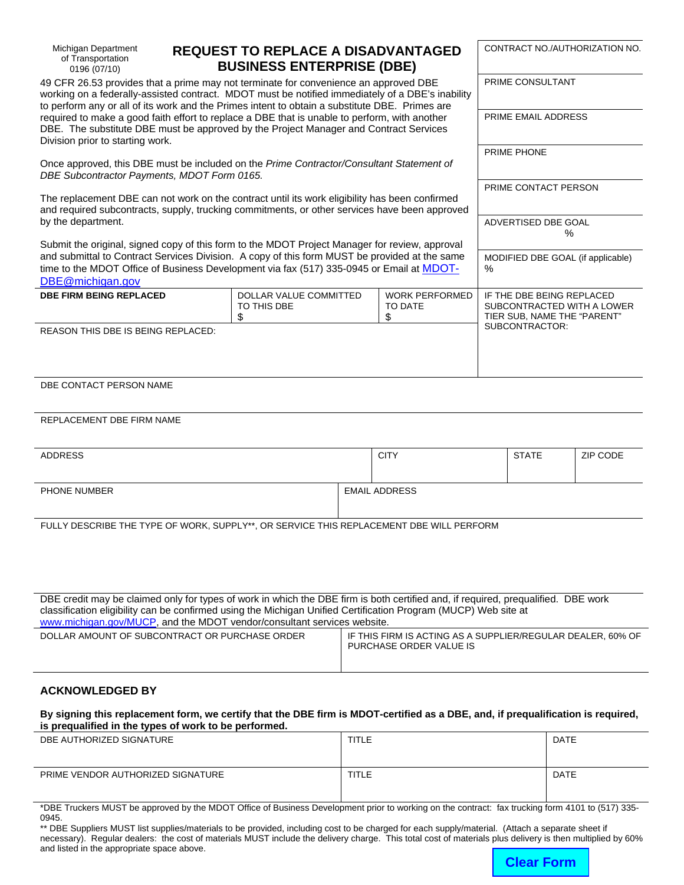Michigan Department of Transportation
0196 (07/10)

# REQUEST TO REPLACE A DISADVANTAGED BUSINESS ENTERPRISE (DBE)

49 CFR 26.53 provides that a prime may not terminate for convenience an approved DBE working on a federally-assisted contract. MDOT must be notified immediately of a DBE's inability to perform any or all of its work and the Primes intent to obtain a substitute DBE. Primes are required to make a good faith effort to replace a DBE that is unable to perform, with another DBE. The substitute DBE must be approved by the Project Manager and Contract Services Division prior to starting work.

Once approved, this DBE must be included on the *Prime Contractor/Consultant Statement of DBE Subcontractor Payments, MDOT Form 0165.*

The replacement DBE can not work on the contract until its work eligibility has been confirmed and required subcontracts, supply, trucking commitments, or other services have been approved by the department.

Submit the original, signed copy of this form to the MDOT Project Manager for review, approval and submittal to Contract Services Division. A copy of this form MUST be provided at the same time to the MDOT Office of Business Development via fax (517) 335-0945 or Email at MDOT-DBE@michigan.gov

CONTRACT NO./AUTHORIZATION NO.

PRIME CONSULTANT

PRIME EMAIL ADDRESS

PRIME PHONE

PRIME CONTACT PERSON

ADVERTISED DBE GOAL
%

MODIFIED DBE GOAL (if applicable)
%

| DBE FIRM BEING REPLACED | DOLLAR VALUE COMMITTED TO THIS DBE $ | WORK PERFORMED TO DATE $ | IF THE DBE BEING REPLACED SUBCONTRACTED WITH A LOWER TIER SUB, NAME THE "PARENT" SUBCONTRACTOR: |
|---|---|---|---|

REASON THIS DBE IS BEING REPLACED:

DBE CONTACT PERSON NAME

REPLACEMENT DBE FIRM NAME

| ADDRESS | CITY | STATE | ZIP CODE |
|---|---|---|---|
| | | | |

| PHONE NUMBER | EMAIL ADDRESS |
|---|---|
| | |

FULLY DESCRIBE THE TYPE OF WORK, SUPPLY**, OR SERVICE THIS REPLACEMENT DBE WILL PERFORM

DBE credit may be claimed only for types of work in which the DBE firm is both certified and, if required, prequalified. DBE work classification eligibility can be confirmed using the Michigan Unified Certification Program (MUCP) Web site at www.michigan.gov/MUCP, and the MDOT vendor/consultant services website.

| DOLLAR AMOUNT OF SUBCONTRACT OR PURCHASE ORDER | IF THIS FIRM IS ACTING AS A SUPPLIER/REGULAR DEALER, 60% OF PURCHASE ORDER VALUE IS |
|---|---|
| | |

## ACKNOWLEDGED BY

**By signing this replacement form, we certify that the DBE firm is MDOT-certified as a DBE, and, if prequalification is required, is prequalified in the types of work to be performed.**

| DBE AUTHORIZED SIGNATURE | TITLE | DATE |
|---|---|---|
| PRIME VENDOR AUTHORIZED SIGNATURE | TITLE | DATE |

*DBE Truckers MUST be approved by the MDOT Office of Business Development prior to working on the contract: fax trucking form 4101 to (517) 335-0945.

** DBE Suppliers MUST list supplies/materials to be provided, including cost to be charged for each supply/material. (Attach a separate sheet if necessary). Regular dealers: the cost of materials MUST include the delivery charge. This total cost of materials plus delivery is then multiplied by 60% and listed in the appropriate space above.

Clear Form